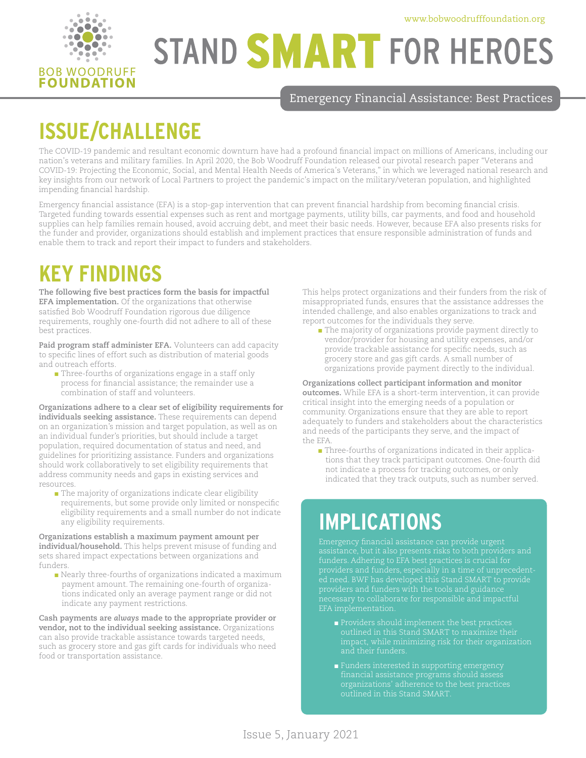BOB WOODRUFF FOUNDATION

www.bobwoodrufffoundation.org

# STAND SMART FOR HEROES

Emergency Financial Assistance: Best Practices

## ISSUE/CHALLENGE

The COVID-19 pandemic and resultant economic downturn have had a profound financial impact on millions of Americans, including our nation's veterans and military families. In April 2020, the Bob Woodruff Foundation released our pivotal research paper "Veterans and COVID-19: Projecting the Economic, Social, and Mental Health Needs of America's Veterans," in which we leveraged national research and key insights from our network of Local Partners to project the pandemic's impact on the military/veteran population, and highlighted impending financial hardship.

Emergency financial assistance (EFA) is a stop-gap intervention that can prevent financial hardship from becoming financial crisis. Targeted funding towards essential expenses such as rent and mortgage payments, utility bills, car payments, and food and household supplies can help families remain housed, avoid accruing debt, and meet their basic needs. However, because EFA also presents risks for the funder and provider, organizations should establish and implement practices that ensure responsible administration of funds and enable them to track and report their impact to funders and stakeholders.

## KEY FINDINGS

**The following five best practices form the basis for impactful EFA implementation.** Of the organizations that otherwise satisfied Bob Woodruff Foundation rigorous due diligence requirements, roughly one-fourth did not adhere to all of these best practices.

**Paid program staff administer EFA.** Volunteers can add capacity to specific lines of effort such as distribution of material goods and outreach efforts.

- Three-fourths of organizations engage in a staff only process for financial assistance; the remainder use a combination of staff and volunteers.

**Organizations adhere to a clear set of eligibility requirements for individuals seeking assistance.** These requirements can depend on an organization's mission and target population, as well as on an individual funder's priorities, but should include a target population, required documentation of status and need, and guidelines for prioritizing assistance. Funders and organizations should work collaboratively to set eligibility requirements that address community needs and gaps in existing services and resources.

- The majority of organizations indicate clear eligibility requirements, but some provide only limited or nonspecific eligibility requirements and a small number do not indicate any eligibility requirements.

**Organizations establish a maximum payment amount per individual/household.** This helps prevent misuse of funding and sets shared impact expectations between organizations and funders.

- Nearly three-fourths of organizations indicated a maximum payment amount. The remaining one-fourth of organizations indicated only an average payment range or did not indicate any payment restrictions.

**Cash payments are *always* made to the appropriate provider or vendor, not to the individual seeking assistance.** Organizations can also provide trackable assistance towards targeted needs, such as grocery store and gas gift cards for individuals who need food or transportation assistance. This helps protect organizations and their funders from the risk of misappropriated funds, ensures that the assistance addresses the intended challenge, and also enables organizations to track and report outcomes for the individuals they serve.

- The majority of organizations provide payment directly to vendor/provider for housing and utility expenses, and/or provide trackable assistance for specific needs, such as grocery store and gas gift cards. A small number of organizations provide payment directly to the individual.

**Organizations collect participant information and monitor outcomes.** While EFA is a short-term intervention, it can provide critical insight into the emerging needs of a population or community. Organizations ensure that they are able to report adequately to funders and stakeholders about the characteristics and needs of the participants they serve, and the impact of the EFA.

- Three-fourths of organizations indicated in their applications that they track participant outcomes. One-fourth did not indicate a process for tracking outcomes, or only indicated that they track outputs, such as number served.

## IMPLICATIONS

Emergency financial assistance can provide urgent assistance, but it also presents risks to both providers and funders. Adhering to EFA best practices is crucial for providers and funders, especially in a time of unprecedented need. BWF has developed this Stand SMART to provide providers and funders with the tools and guidance necessary to collaborate for responsible and impactful EFA implementation.

- Providers should implement the best practices outlined in this Stand SMART to maximize their impact, while minimizing risk for their organization and their funders.
- Funders interested in supporting emergency financial assistance programs should assess organizations' adherence to the best practices outlined in this Stand SMART.

Issue 5, January 2021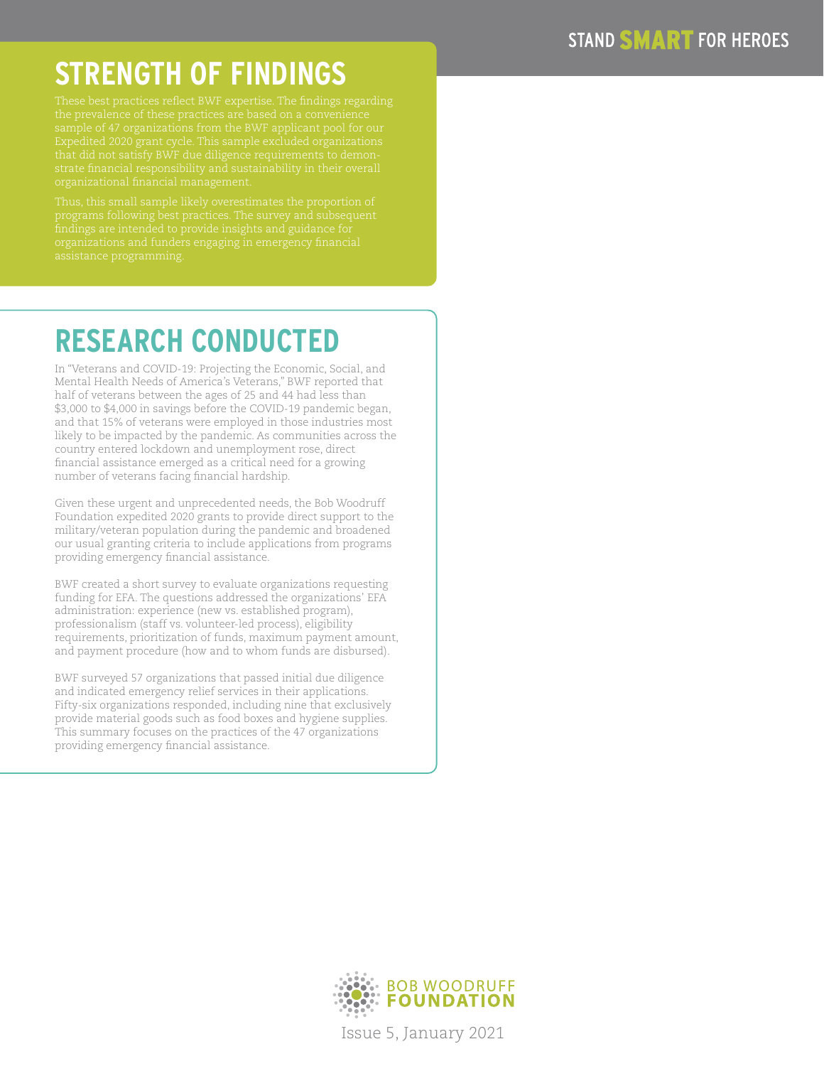## STRENGTH OF FINDINGS

These best practices reflect BWF expertise. The findings regarding the prevalence of these practices are based on a convenience sample of 47 organizations from the BWF applicant pool for our Expedited 2020 grant cycle. This sample excluded organizations that did not satisfy BWF due diligence requirements to demonstrate financial responsibility and sustainability in their overall organizational financial management.

Thus, this small sample likely overestimates the proportion of programs following best practices. The survey and subsequent findings are intended to provide insights and guidance for organizations and funders engaging in emergency financial assistance programming.

## RESEARCH CONDUCTED

In "Veterans and COVID-19: Projecting the Economic, Social, and Mental Health Needs of America's Veterans," BWF reported that half of veterans between the ages of 25 and 44 had less than $3,000 to $4,000 in savings before the COVID-19 pandemic began, and that 15% of veterans were employed in those industries most likely to be impacted by the pandemic. As communities across the country entered lockdown and unemployment rose, direct financial assistance emerged as a critical need for a growing number of veterans facing financial hardship.

Given these urgent and unprecedented needs, the Bob Woodruff Foundation expedited 2020 grants to provide direct support to the military/veteran population during the pandemic and broadened our usual granting criteria to include applications from programs providing emergency financial assistance.

BWF created a short survey to evaluate organizations requesting funding for EFA. The questions addressed the organizations' EFA administration: experience (new vs. established program), professionalism (staff vs. volunteer-led process), eligibility requirements, prioritization of funds, maximum payment amount, and payment procedure (how and to whom funds are disbursed).

BWF surveyed 57 organizations that passed initial due diligence and indicated emergency relief services in their applications. Fifty-six organizations responded, including nine that exclusively provide material goods such as food boxes and hygiene supplies. This summary focuses on the practices of the 47 organizations providing emergency financial assistance.